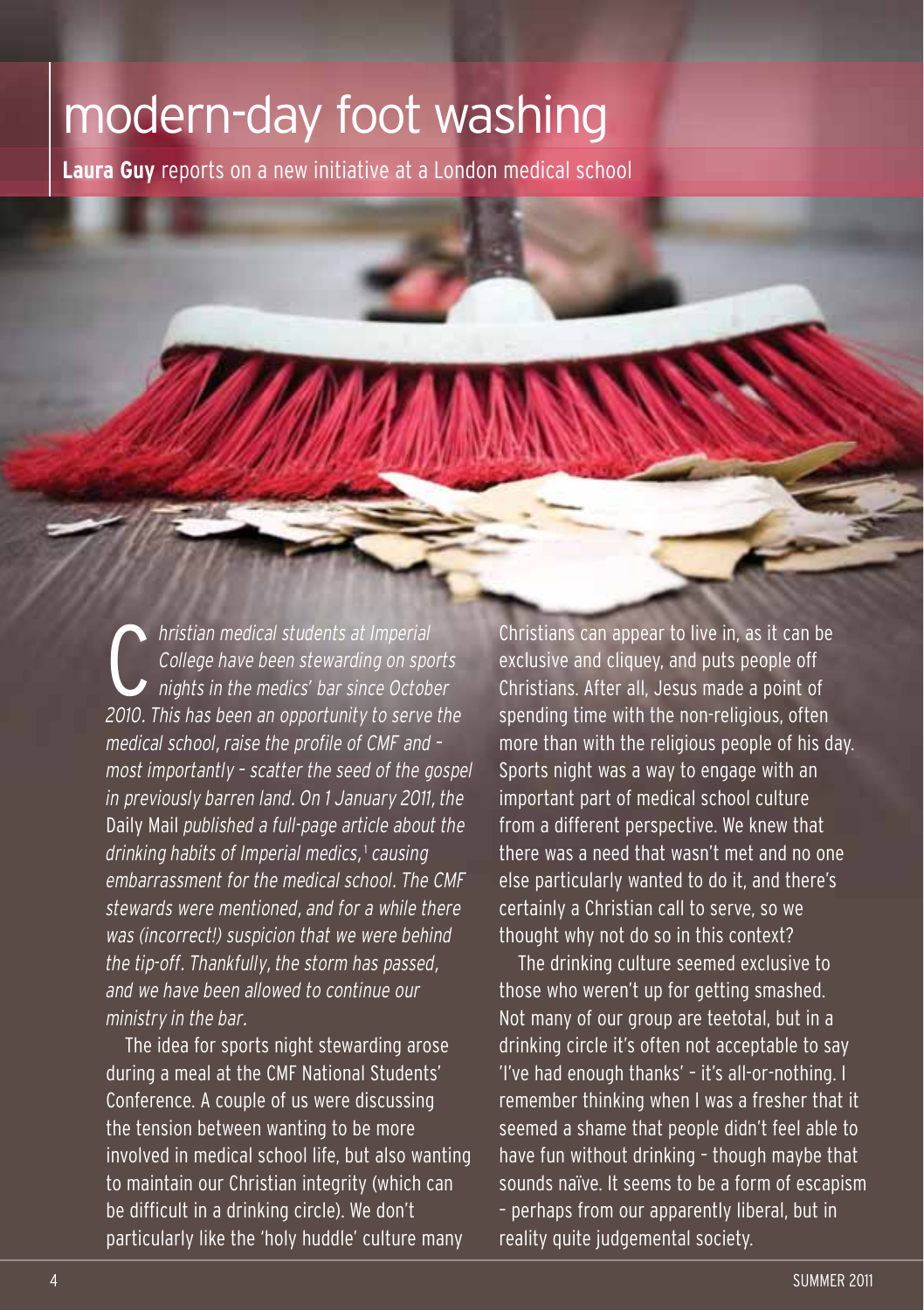# modern-day foot washing

**Laura Guy** reports on a new initiative at a London medical school

*Christian medical students at Imperial College have been stewarding on sports nights in the medics' bar since October 2010. This has been an opportunity to serve the medical school, raise the profile of CMF and – most importantly – scatter the seed of the gospel in previously barren land. On 1 January 2011, the* Daily Mail *published a full-page article about the drinking habits of Imperial medics,[1] causing embarrassment for the medical school. The CMF stewards were mentioned, and for a while there was (incorrect!) suspicion that we were behind the tip-off. Thankfully, the storm has passed, and we have been allowed to continue our ministry in the bar.*

The idea for sports night stewarding arose during a meal at the CMF National Students' Conference. A couple of us were discussing the tension between wanting to be more involved in medical school life, but also wanting to maintain our Christian integrity (which can be difficult in a drinking circle). We don't particularly like the 'holy huddle' culture many Christians can appear to live in, as it can be exclusive and cliquey, and puts people off Christians. After all, Jesus made a point of spending time with the non-religious, often more than with the religious people of his day. Sports night was a way to engage with an important part of medical school culture from a different perspective. We knew that there was a need that wasn't met and no one else particularly wanted to do it, and there's certainly a Christian call to serve, so we thought why not do so in this context?

The drinking culture seemed exclusive to those who weren't up for getting smashed. Not many of our group are teetotal, but in a drinking circle it's often not acceptable to say 'I've had enough thanks' – it's all-or-nothing. I remember thinking when I was a fresher that it seemed a shame that people didn't feel able to have fun without drinking – though maybe that sounds naïve. It seems to be a form of escapism – perhaps from our apparently liberal, but in reality quite judgemental society.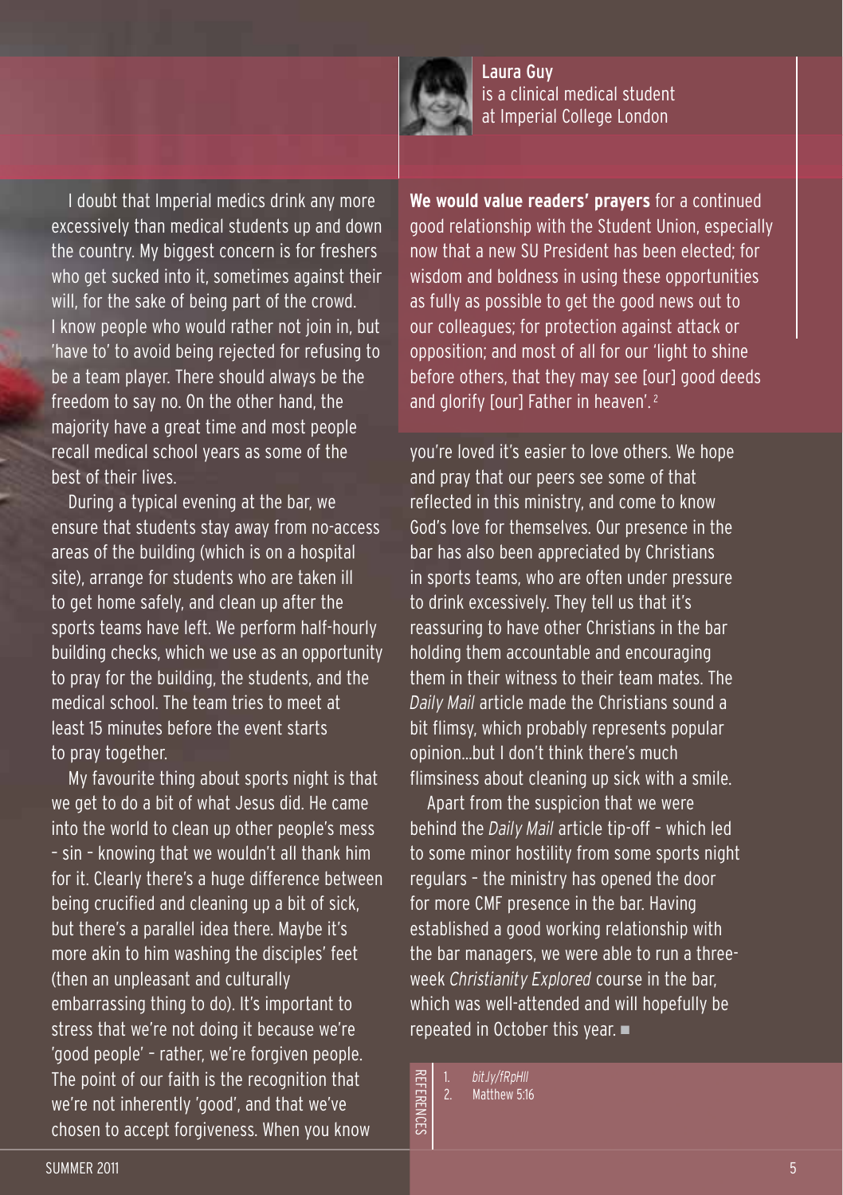**Laura Guy** is a clinical medical student at Imperial College London

I doubt that Imperial medics drink any more excessively than medical students up and down the country. My biggest concern is for freshers who get sucked into it, sometimes against their will, for the sake of being part of the crowd. I know people who would rather not join in, but 'have to' to avoid being rejected for refusing to be a team player. There should always be the freedom to say no. On the other hand, the majority have a great time and most people recall medical school years as some of the best of their lives.

During a typical evening at the bar, we ensure that students stay away from no-access areas of the building (which is on a hospital site), arrange for students who are taken ill to get home safely, and clean up after the sports teams have left. We perform half-hourly building checks, which we use as an opportunity to pray for the building, the students, and the medical school. The team tries to meet at least 15 minutes before the event starts to pray together.

My favourite thing about sports night is that we get to do a bit of what Jesus did. He came into the world to clean up other people's mess – sin – knowing that we wouldn't all thank him for it. Clearly there's a huge difference between being crucified and cleaning up a bit of sick, but there's a parallel idea there. Maybe it's more akin to him washing the disciples' feet (then an unpleasant and culturally embarrassing thing to do). It's important to stress that we're not doing it because we're 'good people' – rather, we're forgiven people. The point of our faith is the recognition that we're not inherently 'good', and that we've chosen to accept forgiveness. When you know you're loved it's easier to love others. We hope and pray that our peers see some of that reflected in this ministry, and come to know God's love for themselves. Our presence in the bar has also been appreciated by Christians in sports teams, who are often under pressure to drink excessively. They tell us that it's reassuring to have other Christians in the bar holding them accountable and encouraging them in their witness to their team mates. The *Daily Mail* article made the Christians sound a bit flimsy, which probably represents popular opinion...but I don't think there's much flimsiness about cleaning up sick with a smile.

Apart from the suspicion that we were behind the *Daily Mail* article tip-off – which led to some minor hostility from some sports night regulars – the ministry has opened the door for more CMF presence in the bar. Having established a good working relationship with the bar managers, we were able to run a three-week *Christianity Explored* course in the bar, which was well-attended and will hopefully be repeated in October this year. ■

**We would value readers' prayers** for a continued good relationship with the Student Union, especially now that a new SU President has been elected; for wisdom and boldness in using these opportunities as fully as possible to get the good news out to our colleagues; for protection against attack or opposition; and most of all for our 'light to shine before others, that they may see [our] good deeds and glorify [our] Father in heaven'.[2]

REFERENCES

1. *bit.ly/fRpHIl*
2. Matthew 5:16